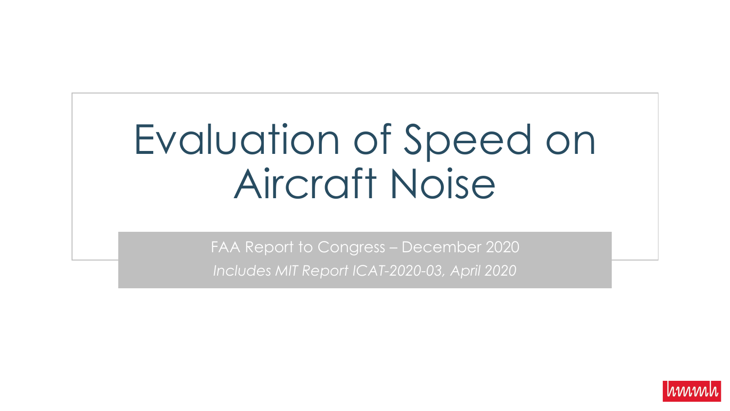# Evaluation of Speed on Aircraft Noise

FAA Report to Congress – December 2020

*Includes MIT Report ICAT-2020-03, April 2020*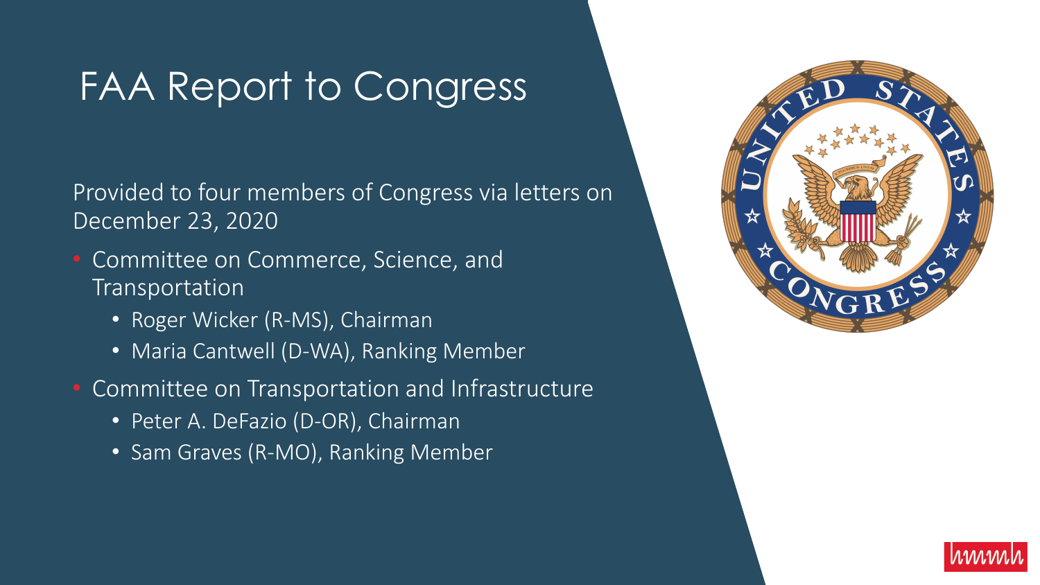# FAA Report to Congress

Provided to four members of Congress via letters on December 23, 2020

- Committee on Commerce, Science, and Transportation
  - Roger Wicker (R-MS), Chairman
  - Maria Cantwell (D-WA), Ranking Member
- Committee on Transportation and Infrastructure
  - Peter A. DeFazio (D-OR), Chairman
  - Sam Graves (R-MO), Ranking Member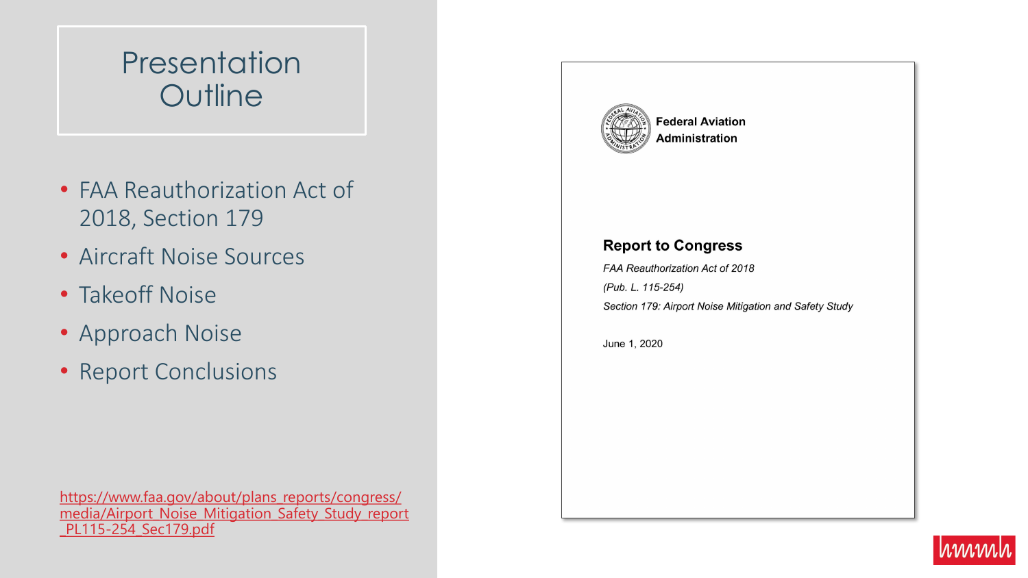# Presentation Outline

- FAA Reauthorization Act of 2018, Section 179
- Aircraft Noise Sources
- Takeoff Noise
- Approach Noise
- Report Conclusions

https://www.faa.gov/about/plans_reports/congress/media/Airport_Noise_Mitigation_Safety_Study_report_PL115-254_Sec179.pdf

**Federal Aviation Administration**

**Report to Congress**

*FAA Reauthorization Act of 2018*

*(Pub. L. 115-254)*

*Section 179: Airport Noise Mitigation and Safety Study*

June 1, 2020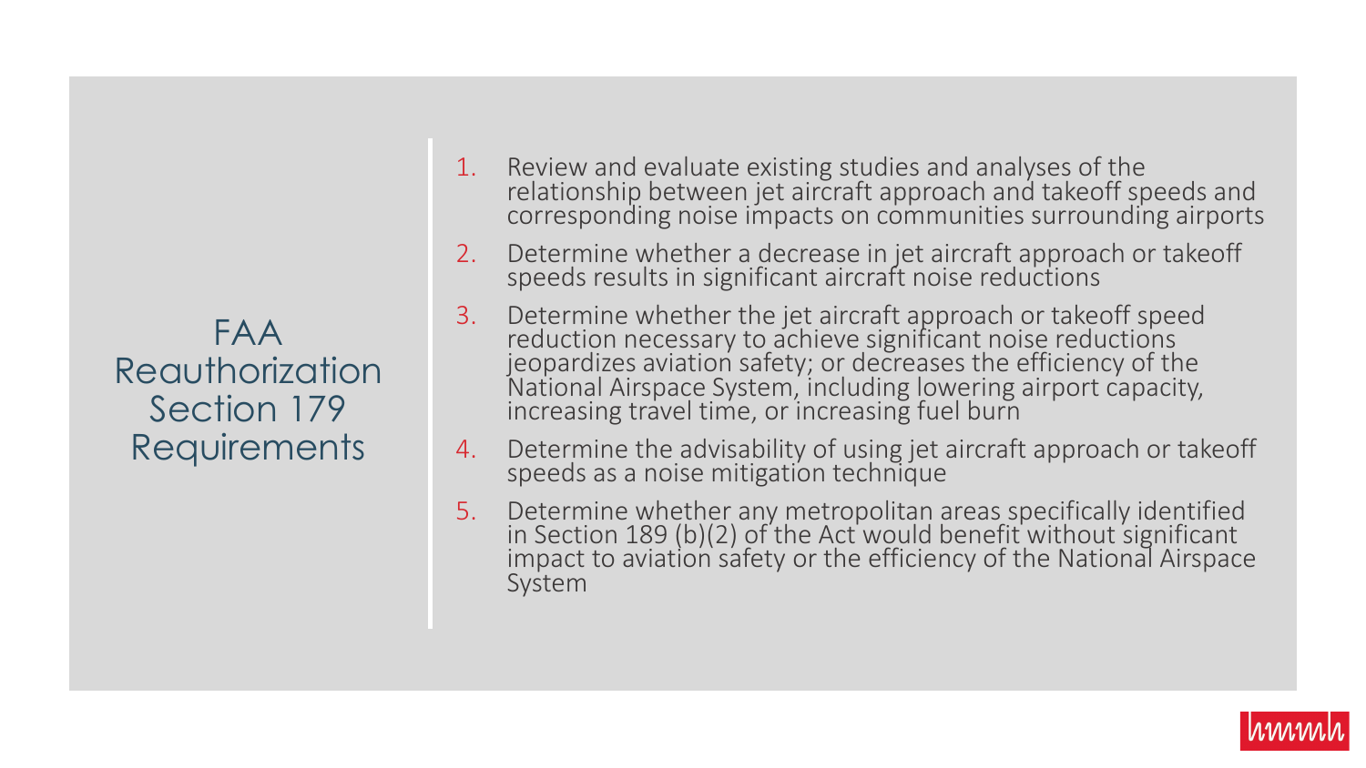# FAA Reauthorization Section 179 Requirements

1. Review and evaluate existing studies and analyses of the relationship between jet aircraft approach and takeoff speeds and corresponding noise impacts on communities surrounding airports
2. Determine whether a decrease in jet aircraft approach or takeoff speeds results in significant aircraft noise reductions
3. Determine whether the jet aircraft approach or takeoff speed reduction necessary to achieve significant noise reductions jeopardizes aviation safety; or decreases the efficiency of the National Airspace System, including lowering airport capacity, increasing travel time, or increasing fuel burn
4. Determine the advisability of using jet aircraft approach or takeoff speeds as a noise mitigation technique
5. Determine whether any metropolitan areas specifically identified in Section 189 (b)(2) of the Act would benefit without significant impact to aviation safety or the efficiency of the National Airspace System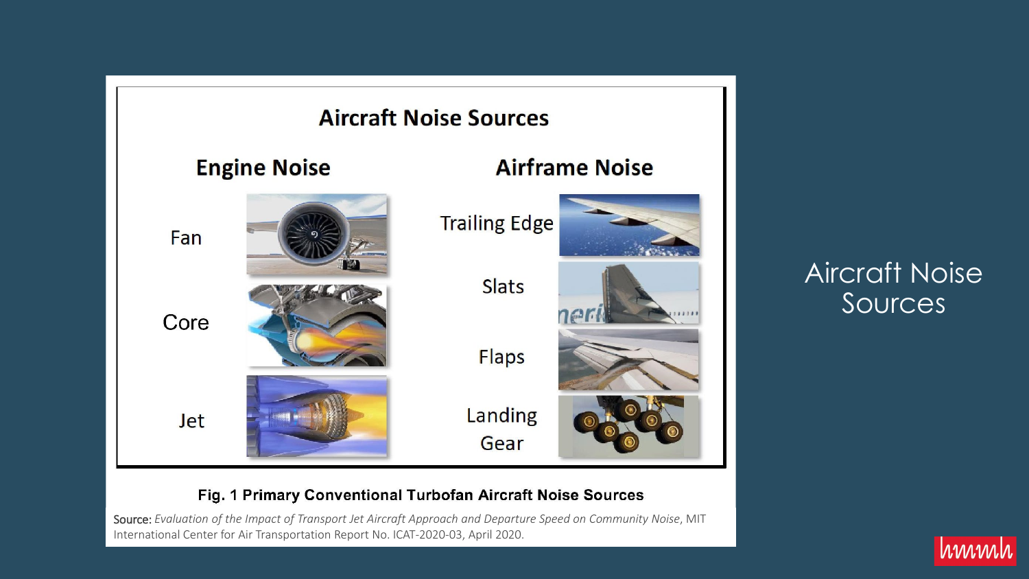# Aircraft Noise Sources

## Aircraft Noise Sources

### Engine Noise

- Fan
- Core
- Jet

### Airframe Noise

- Trailing Edge
- Slats
- Flaps
- Landing Gear

**Fig. 1 Primary Conventional Turbofan Aircraft Noise Sources**

Source: *Evaluation of the Impact of Transport Jet Aircraft Approach and Departure Speed on Community Noise*, MIT International Center for Air Transportation Report No. ICAT-2020-03, April 2020.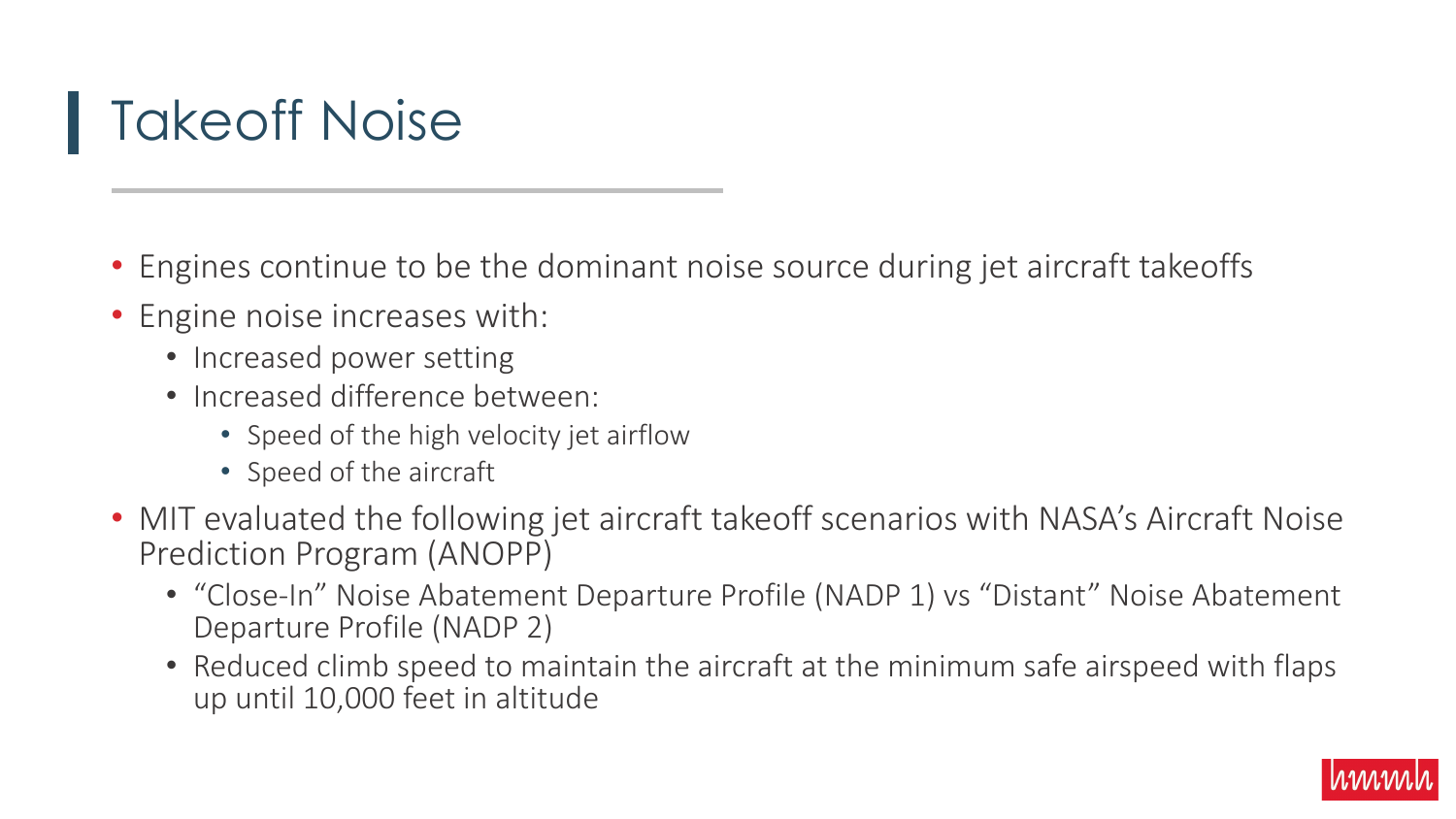# Takeoff Noise

- Engines continue to be the dominant noise source during jet aircraft takeoffs
- Engine noise increases with:
  - Increased power setting
  - Increased difference between:
    - Speed of the high velocity jet airflow
    - Speed of the aircraft
- MIT evaluated the following jet aircraft takeoff scenarios with NASA's Aircraft Noise Prediction Program (ANOPP)
  - "Close-In" Noise Abatement Departure Profile (NADP 1) vs "Distant" Noise Abatement Departure Profile (NADP 2)
  - Reduced climb speed to maintain the aircraft at the minimum safe airspeed with flaps up until 10,000 feet in altitude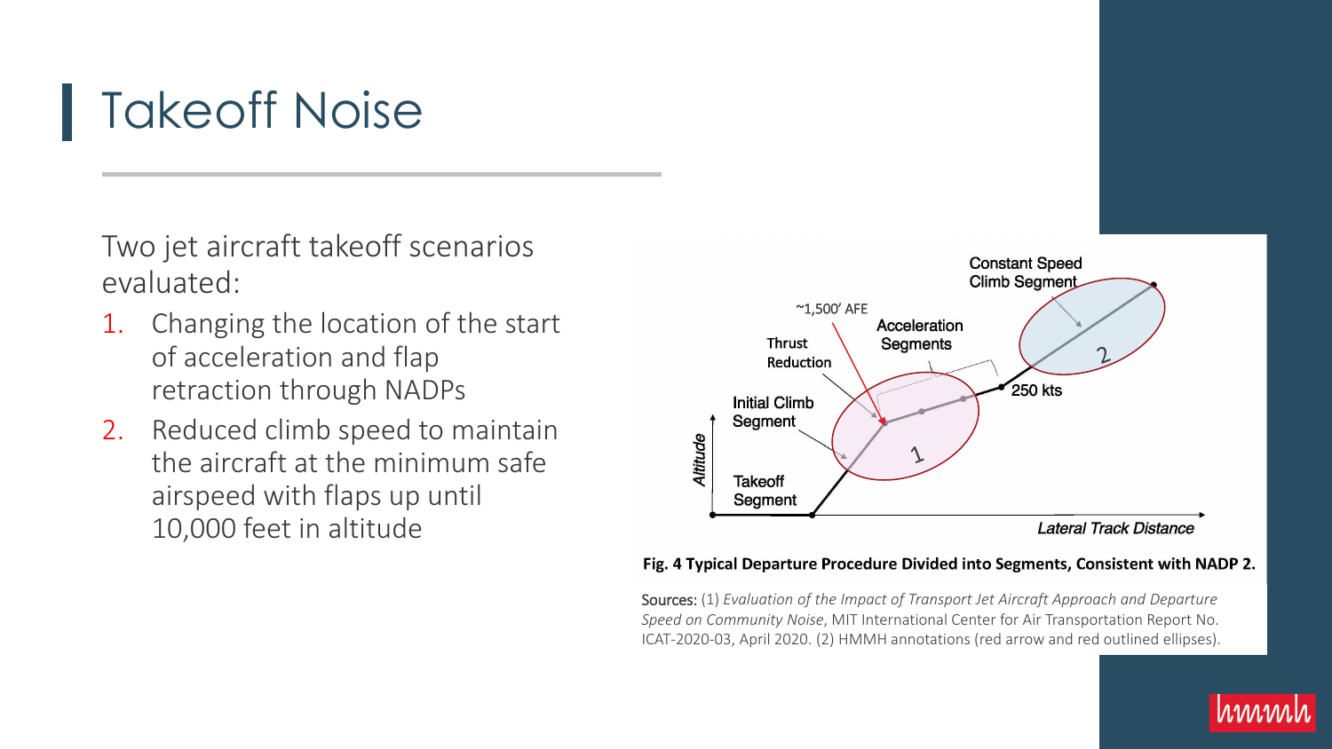# Takeoff Noise

Two jet aircraft takeoff scenarios evaluated:

1. Changing the location of the start of acceleration and flap retraction through NADPs
2. Reduced climb speed to maintain the aircraft at the minimum safe airspeed with flaps up until 10,000 feet in altitude

**Fig. 4 Typical Departure Procedure Divided into Segments, Consistent with NADP 2.**

Sources: (1) *Evaluation of the Impact of Transport Jet Aircraft Approach and Departure Speed on Community Noise*, MIT International Center for Air Transportation Report No. ICAT-2020-03, April 2020. (2) HMMH annotations (red arrow and red outlined ellipses).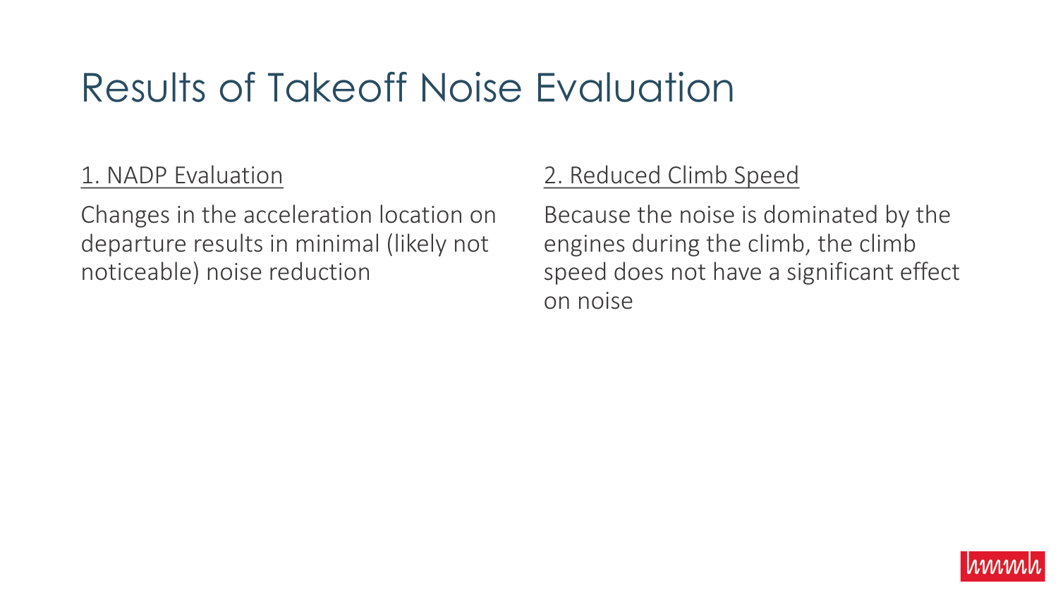# Results of Takeoff Noise Evaluation

## 1. NADP Evaluation

Changes in the acceleration location on departure results in minimal (likely not noticeable) noise reduction

## 2. Reduced Climb Speed

Because the noise is dominated by the engines during the climb, the climb speed does not have a significant effect on noise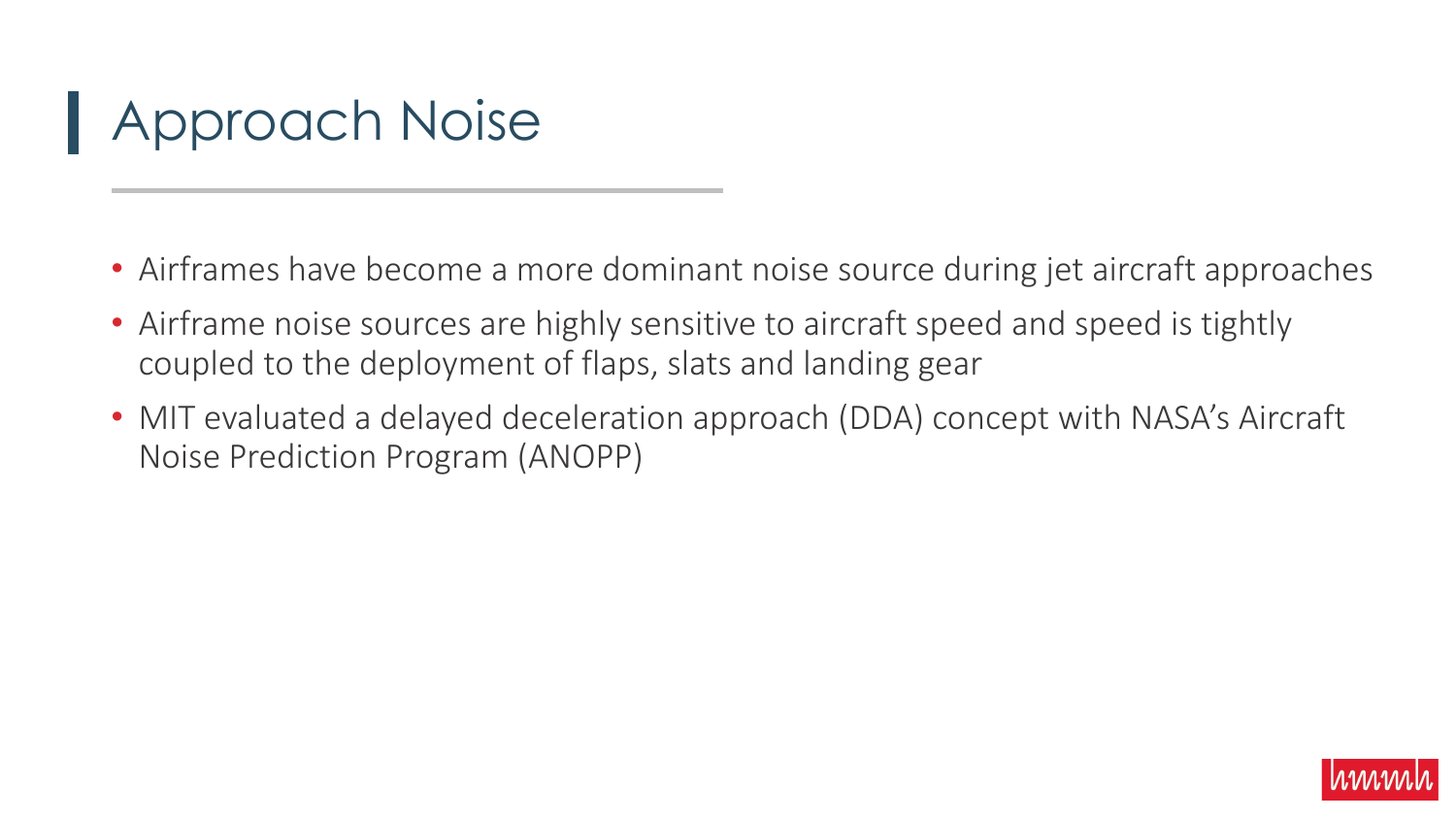# Approach Noise

- Airframes have become a more dominant noise source during jet aircraft approaches
- Airframe noise sources are highly sensitive to aircraft speed and speed is tightly coupled to the deployment of flaps, slats and landing gear
- MIT evaluated a delayed deceleration approach (DDA) concept with NASA's Aircraft Noise Prediction Program (ANOPP)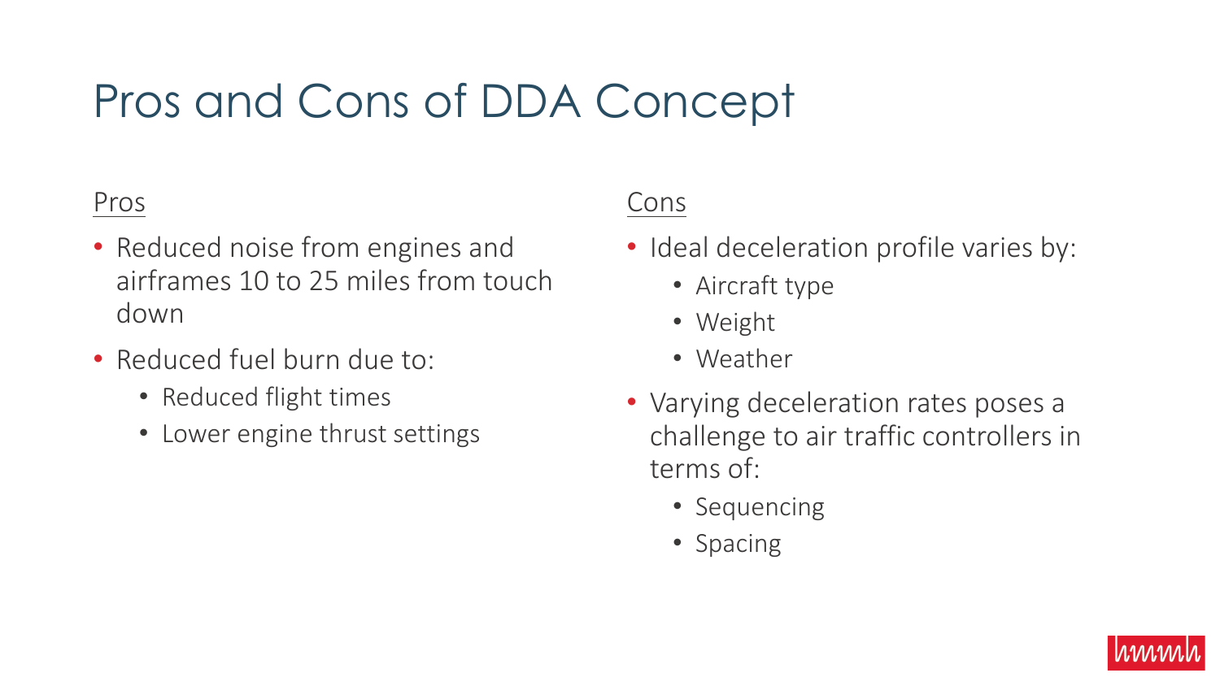# Pros and Cons of DDA Concept

Pros

- Reduced noise from engines and airframes 10 to 25 miles from touch down
- Reduced fuel burn due to:
  - Reduced flight times
  - Lower engine thrust settings

Cons

- Ideal deceleration profile varies by:
  - Aircraft type
  - Weight
  - Weather
- Varying deceleration rates poses a challenge to air traffic controllers in terms of:
  - Sequencing
  - Spacing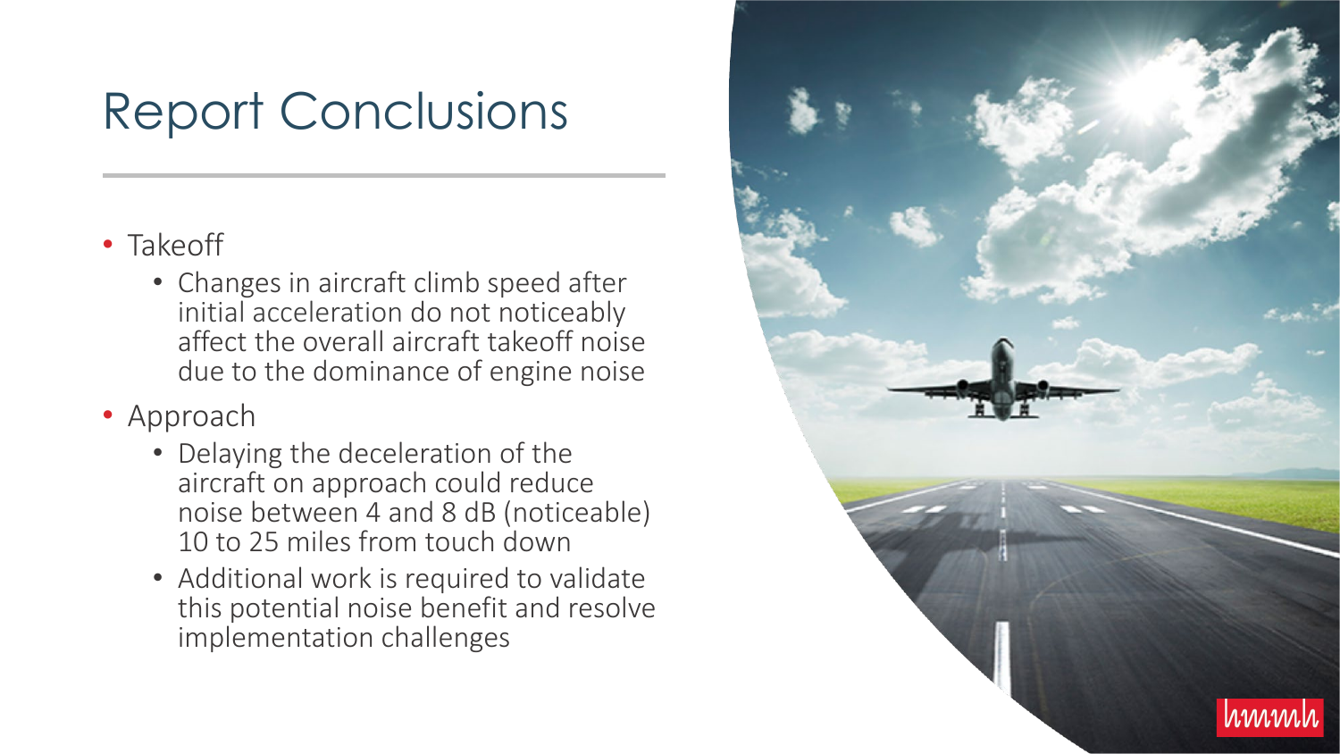# Report Conclusions

- Takeoff
  - Changes in aircraft climb speed after initial acceleration do not noticeably affect the overall aircraft takeoff noise due to the dominance of engine noise
- Approach
  - Delaying the deceleration of the aircraft on approach could reduce noise between 4 and 8 dB (noticeable) 10 to 25 miles from touch down
  - Additional work is required to validate this potential noise benefit and resolve implementation challenges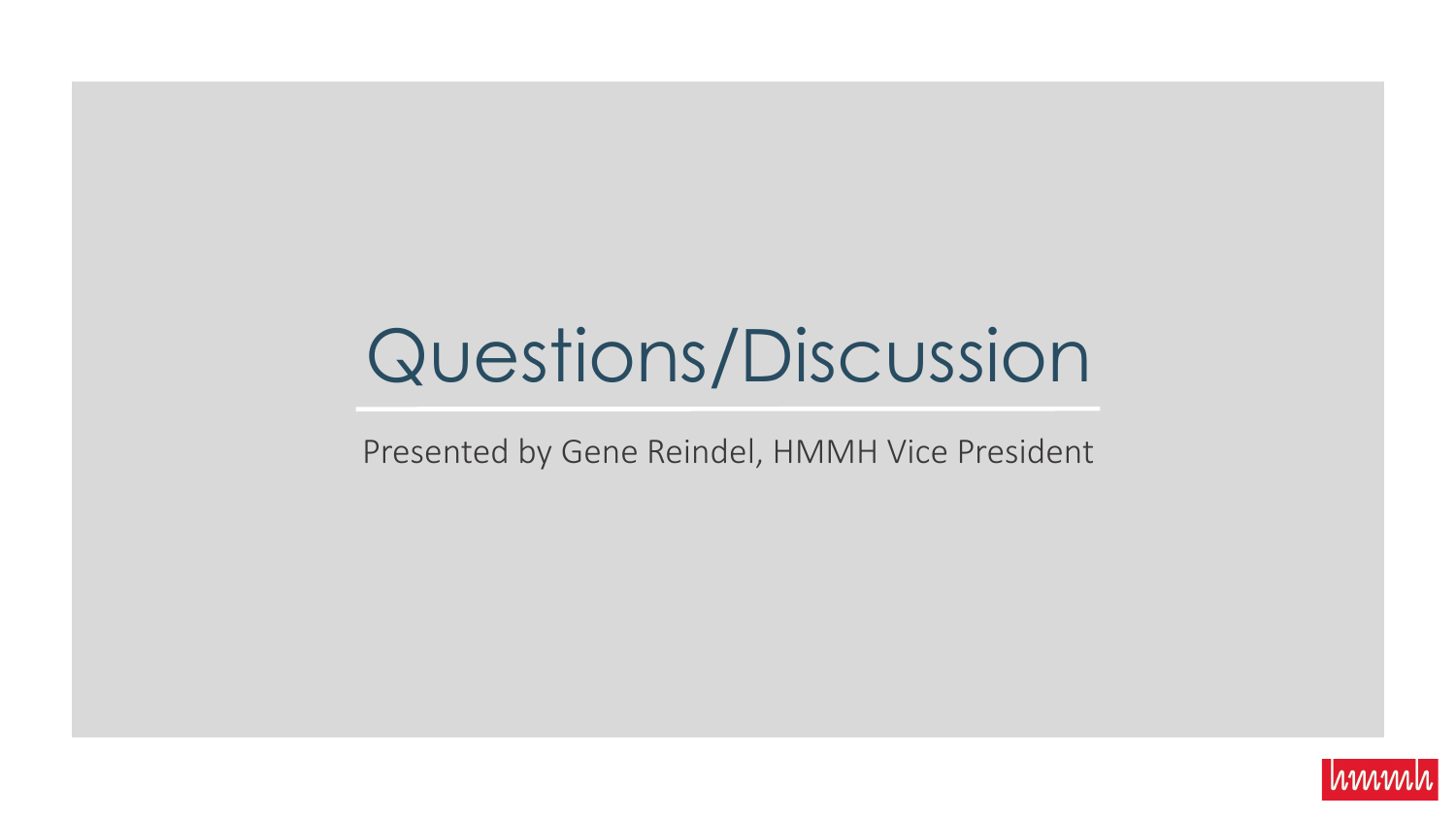# Questions/Discussion

Presented by Gene Reindel, HMMH Vice President